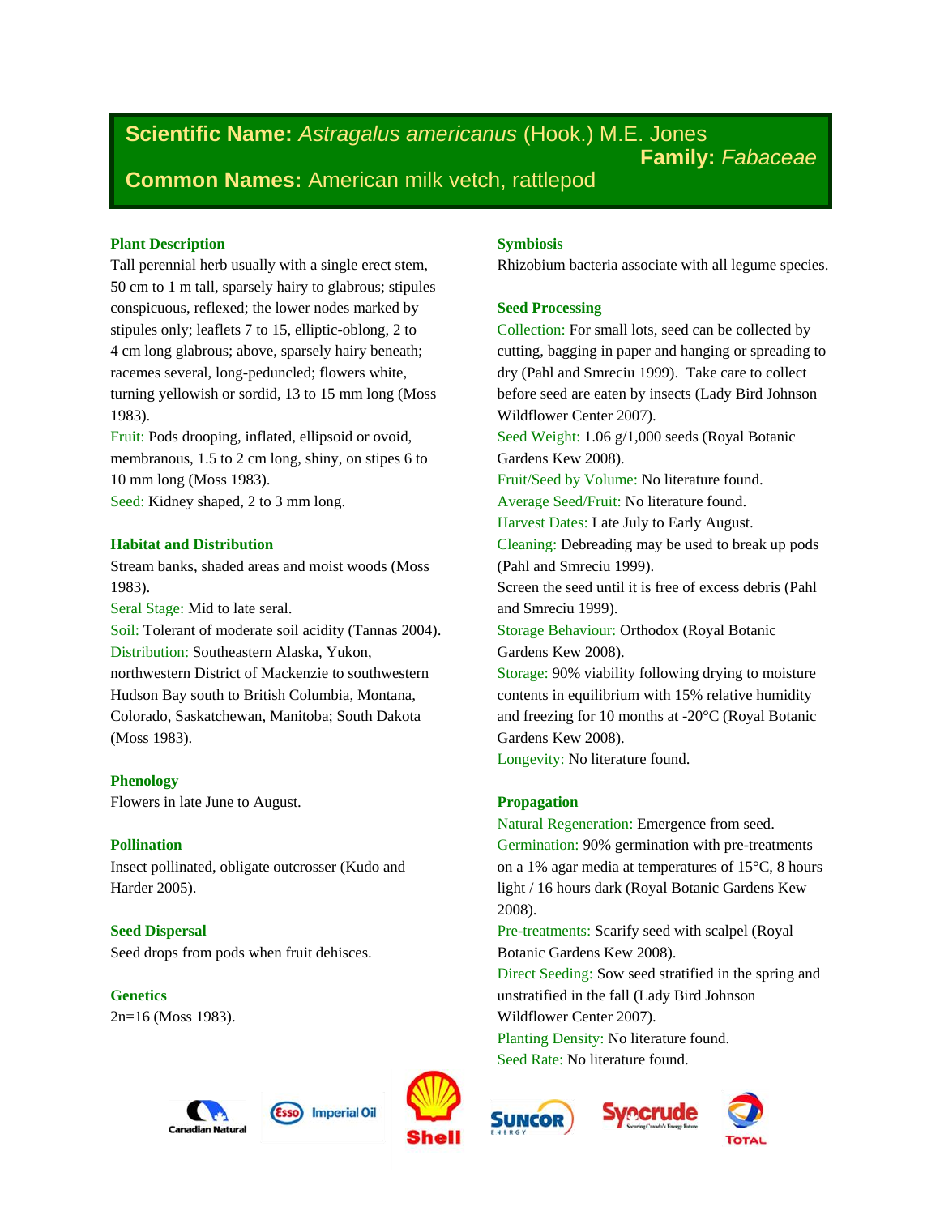**Scientific Name:** *Astragalus americanus* (Hook.) M.E. Jones
**Family:** *Fabaceae*
**Common Names:** American milk vetch, rattlepod

## Plant Description

Tall perennial herb usually with a single erect stem, 50 cm to 1 m tall, sparsely hairy to glabrous; stipules conspicuous, reflexed; the lower nodes marked by stipules only; leaflets 7 to 15, elliptic-oblong, 2 to 4 cm long glabrous; above, sparsely hairy beneath; racemes several, long-peduncled; flowers white, turning yellowish or sordid, 13 to 15 mm long (Moss 1983).

Fruit: Pods drooping, inflated, ellipsoid or ovoid, membranous, 1.5 to 2 cm long, shiny, on stipes 6 to 10 mm long (Moss 1983).

Seed: Kidney shaped, 2 to 3 mm long.

## Habitat and Distribution

Stream banks, shaded areas and moist woods (Moss 1983).

Seral Stage: Mid to late seral.

Soil: Tolerant of moderate soil acidity (Tannas 2004).

Distribution: Southeastern Alaska, Yukon, northwestern District of Mackenzie to southwestern Hudson Bay south to British Columbia, Montana, Colorado, Saskatchewan, Manitoba; South Dakota (Moss 1983).

## Phenology

Flowers in late June to August.

## Pollination

Insect pollinated, obligate outcrosser (Kudo and Harder 2005).

## Seed Dispersal

Seed drops from pods when fruit dehisces.

## Genetics

2n=16 (Moss 1983).

## Symbiosis

Rhizobium bacteria associate with all legume species.

## Seed Processing

Collection: For small lots, seed can be collected by cutting, bagging in paper and hanging or spreading to dry (Pahl and Smreciu 1999). Take care to collect before seed are eaten by insects (Lady Bird Johnson Wildflower Center 2007).

Seed Weight: 1.06 g/1,000 seeds (Royal Botanic Gardens Kew 2008).

Fruit/Seed by Volume: No literature found.

Average Seed/Fruit: No literature found.

Harvest Dates: Late July to Early August.

Cleaning: Debreading may be used to break up pods (Pahl and Smreciu 1999).

Screen the seed until it is free of excess debris (Pahl and Smreciu 1999).

Storage Behaviour: Orthodox (Royal Botanic Gardens Kew 2008).

Storage: 90% viability following drying to moisture contents in equilibrium with 15% relative humidity and freezing for 10 months at -20°C (Royal Botanic Gardens Kew 2008).

Longevity: No literature found.

## Propagation

Natural Regeneration: Emergence from seed.

Germination: 90% germination with pre-treatments on a 1% agar media at temperatures of 15°C, 8 hours light / 16 hours dark (Royal Botanic Gardens Kew 2008).

Pre-treatments: Scarify seed with scalpel (Royal Botanic Gardens Kew 2008).

Direct Seeding: Sow seed stratified in the spring and unstratified in the fall (Lady Bird Johnson Wildflower Center 2007).

Planting Density: No literature found.

Seed Rate: No literature found.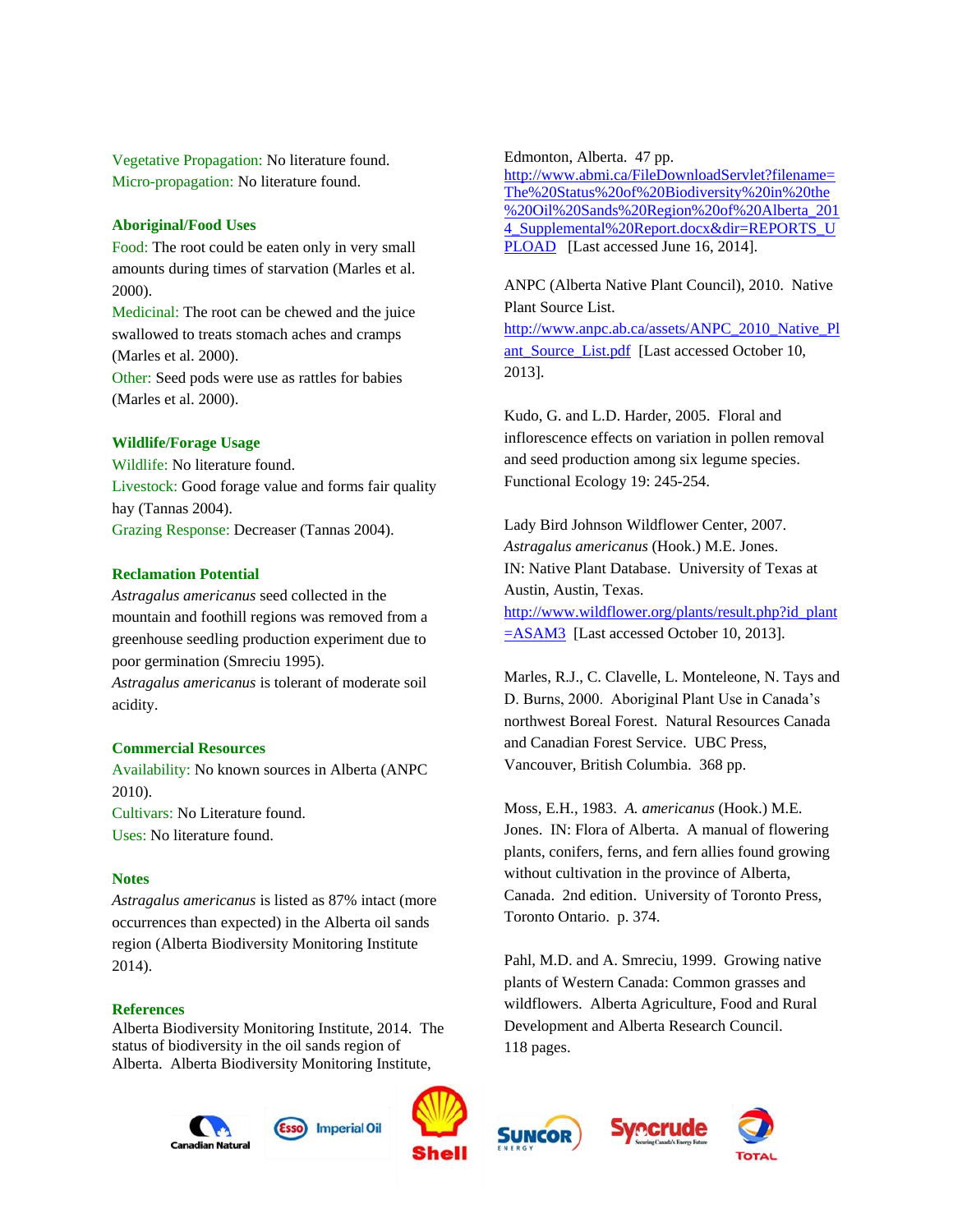Vegetative Propagation: No literature found.
Micro-propagation: No literature found.

### Aboriginal/Food Uses

Food: The root could be eaten only in very small amounts during times of starvation (Marles et al. 2000).
Medicinal: The root can be chewed and the juice swallowed to treats stomach aches and cramps (Marles et al. 2000).
Other: Seed pods were use as rattles for babies (Marles et al. 2000).

### Wildlife/Forage Usage

Wildlife: No literature found.
Livestock: Good forage value and forms fair quality hay (Tannas 2004).
Grazing Response: Decreaser (Tannas 2004).

### Reclamation Potential

*Astragalus americanus* seed collected in the mountain and foothill regions was removed from a greenhouse seedling production experiment due to poor germination (Smreciu 1995).
*Astragalus americanus* is tolerant of moderate soil acidity.

### Commercial Resources

Availability: No known sources in Alberta (ANPC 2010).
Cultivars: No Literature found.
Uses: No literature found.

### Notes

*Astragalus americanus* is listed as 87% intact (more occurrences than expected) in the Alberta oil sands region (Alberta Biodiversity Monitoring Institute 2014).

### References

Alberta Biodiversity Monitoring Institute, 2014. The status of biodiversity in the oil sands region of Alberta. Alberta Biodiversity Monitoring Institute, Edmonton, Alberta. 47 pp. http://www.abmi.ca/FileDownloadServlet?filename=The%20Status%20of%20Biodiversity%20in%20the%20Oil%20Sands%20Region%20of%20Alberta_2014_Supplemental%20Report.docx&dir=REPORTS_UPLOAD [Last accessed June 16, 2014].

ANPC (Alberta Native Plant Council), 2010. Native Plant Source List. http://www.anpc.ab.ca/assets/ANPC_2010_Native_Plant_Source_List.pdf [Last accessed October 10, 2013].

Kudo, G. and L.D. Harder, 2005. Floral and inflorescence effects on variation in pollen removal and seed production among six legume species. Functional Ecology 19: 245-254.

Lady Bird Johnson Wildflower Center, 2007. *Astragalus americanus* (Hook.) M.E. Jones. IN: Native Plant Database. University of Texas at Austin, Austin, Texas. http://www.wildflower.org/plants/result.php?id_plant=ASAM3 [Last accessed October 10, 2013].

Marles, R.J., C. Clavelle, L. Monteleone, N. Tays and D. Burns, 2000. Aboriginal Plant Use in Canada's northwest Boreal Forest. Natural Resources Canada and Canadian Forest Service. UBC Press, Vancouver, British Columbia. 368 pp.

Moss, E.H., 1983. *A. americanus* (Hook.) M.E. Jones. IN: Flora of Alberta. A manual of flowering plants, conifers, ferns, and fern allies found growing without cultivation in the province of Alberta, Canada. 2nd edition. University of Toronto Press, Toronto Ontario. p. 374.

Pahl, M.D. and A. Smreciu, 1999. Growing native plants of Western Canada: Common grasses and wildflowers. Alberta Agriculture, Food and Rural Development and Alberta Research Council. 118 pages.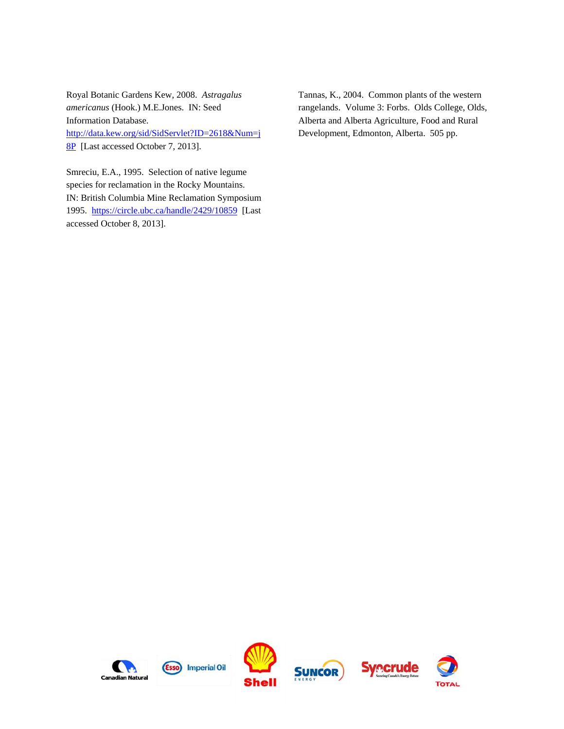Royal Botanic Gardens Kew, 2008. *Astragalus americanus* (Hook.) M.E.Jones. IN: Seed Information Database. http://data.kew.org/sid/SidServlet?ID=2618&Num=j8P [Last accessed October 7, 2013].

Smreciu, E.A., 1995. Selection of native legume species for reclamation in the Rocky Mountains. IN: British Columbia Mine Reclamation Symposium 1995. https://circle.ubc.ca/handle/2429/10859 [Last accessed October 8, 2013].

Tannas, K., 2004. Common plants of the western rangelands. Volume 3: Forbs. Olds College, Olds, Alberta and Alberta Agriculture, Food and Rural Development, Edmonton, Alberta. 505 pp.